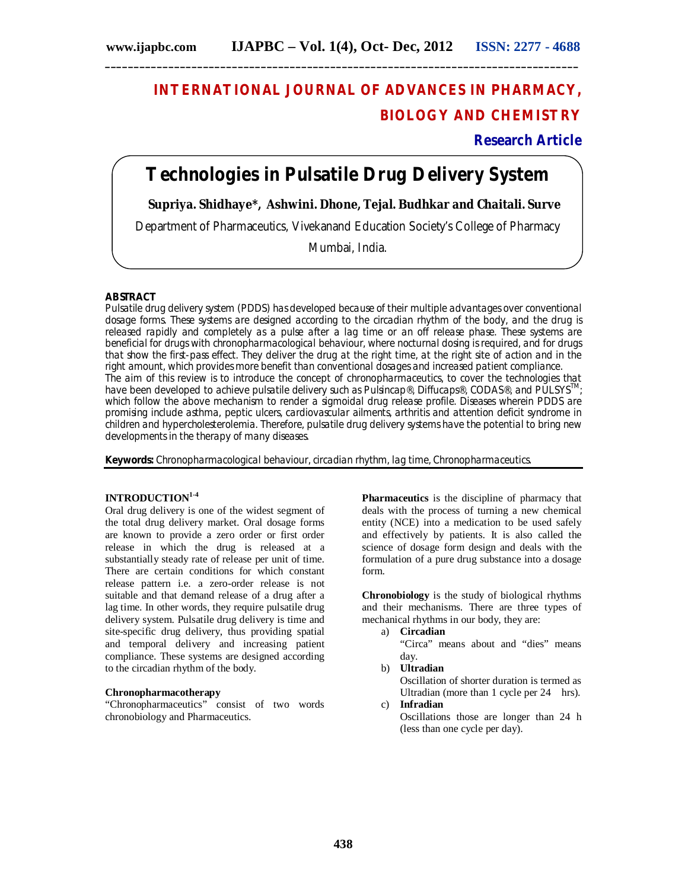# INTERNATIONAL JOURNAL OF ADVANCES IN PHARMACY, BIOLOGY AND CHEMISTRY

**Research Article**

# Technologies in Pulsatile Drug Delivery System

**Supriya. Shidhaye*, Ashwini. Dhone, Tejal. Budhkar and Chaitali. Surve**

Department of Pharmaceutics, Vivekanand Education Society's College of Pharmacy Mumbai, India.

## ABSTRACT

*Pulsatile drug delivery system (PDDS) has developed because of their multiple advantages over conventional dosage forms. These systems are designed according to the circadian rhythm of the body, and the drug is released rapidly and completely as a pulse after a lag time or an off release phase. These systems are beneficial for drugs with chronopharmacological behaviour, where nocturnal dosing is required, and for drugs that show the first-pass effect. They deliver the drug at the right time, at the right site of action and in the right amount, which provides more benefit than conventional dosages and increased patient compliance.*

*The aim of this review is to introduce the concept of chronopharmaceutics, to cover the technologies that have been developed to achieve pulsatile delivery such as Pulsincap®, Diffucaps®, CODAS®, and PULSYS™; which follow the above mechanism to render a sigmoidal drug release profile. Diseases wherein PDDS are promising include asthma, peptic ulcers, cardiovascular ailments, arthritis and attention deficit syndrome in children and hypercholesterolemia. Therefore, pulsatile drug delivery systems have the potential to bring new developments in the therapy of many diseases.*

**Keywords:** *Chronopharmacological behaviour, circadian rhythm, lag time, Chronopharmaceutics.*

## INTRODUCTION[1-4]

Oral drug delivery is one of the widest segment of the total drug delivery market. Oral dosage forms are known to provide a zero order or first order release in which the drug is released at a substantially steady rate of release per unit of time. There are certain conditions for which constant release pattern i.e. a zero-order release is not suitable and that demand release of a drug after a lag time. In other words, they require pulsatile drug delivery system. Pulsatile drug delivery is time and site-specific drug delivery, thus providing spatial and temporal delivery and increasing patient compliance. These systems are designed according to the circadian rhythm of the body.

### Chronopharmacotherapy

"Chronopharmaceutics" consist of two words chronobiology and Pharmaceutics.

**Pharmaceutics** is the discipline of pharmacy that deals with the process of turning a new chemical entity (NCE) into a medication to be used safely and effectively by patients. It is also called the science of dosage form design and deals with the formulation of a pure drug substance into a dosage form.

**Chronobiology** is the study of biological rhythms and their mechanisms. There are three types of mechanical rhythms in our body, they are:

a) **Circadian**
"Circa" means about and "dies" means day.

b) **Ultradian**
Oscillation of shorter duration is termed as Ultradian (more than 1 cycle per 24 hrs).

c) **Infradian**
Oscillations those are longer than 24 h (less than one cycle per day).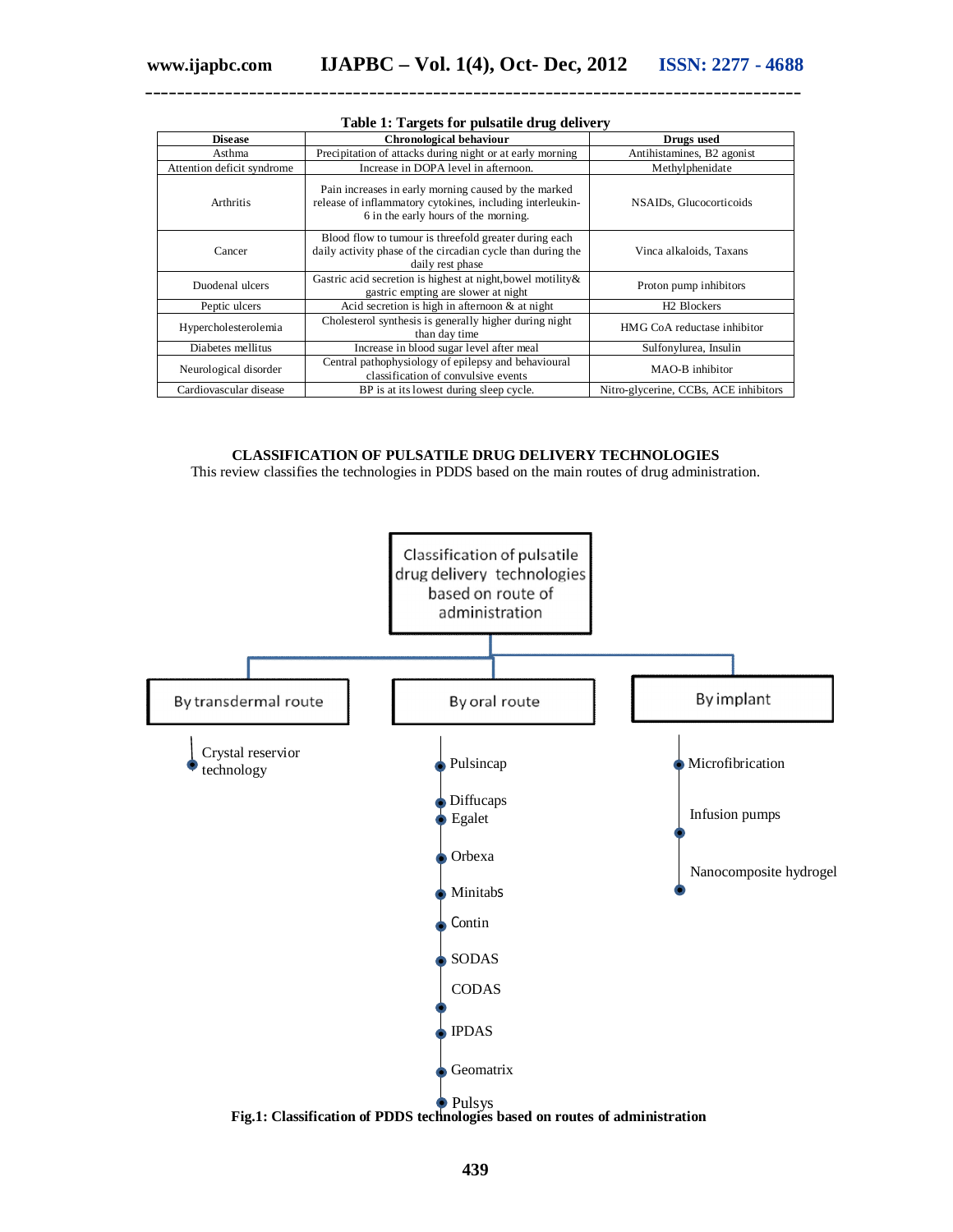**Table 1: Targets for pulsatile drug delivery**

| Disease | Chronological behaviour | Drugs used |
|---|---|---|
| Asthma | Precipitation of attacks during night or at early morning | Antihistamines, B2 agonist |
| Attention deficit syndrome | Increase in DOPA level in afternoon. | Methylphenidate |
| Arthritis | Pain increases in early morning caused by the marked release of inflammatory cytokines, including interleukin-6 in the early hours of the morning. | NSAIDs, Glucocorticoids |
| Cancer | Blood flow to tumour is threefold greater during each daily activity phase of the circadian cycle than during the daily rest phase | Vinca alkaloids, Taxans |
| Duodenal ulcers | Gastric acid secretion is highest at night,bowel motility& gastric empting are slower at night | Proton pump inhibitors |
| Peptic ulcers | Acid secretion is high in afternoon & at night | H2 Blockers |
| Hypercholesterolemia | Cholesterol synthesis is generally higher during night than day time | HMG CoA reductase inhibitor |
| Diabetes mellitus | Increase in blood sugar level after meal | Sulfonylurea, Insulin |
| Neurological disorder | Central pathophysiology of epilepsy and behavioural classification of convulsive events | MAO-B inhibitor |
| Cardiovascular disease | BP is at its lowest during sleep cycle. | Nitro-glycerine, CCBs, ACE inhibitors |

## CLASSIFICATION OF PULSATILE DRUG DELIVERY TECHNOLOGIES

This review classifies the technologies in PDDS based on the main routes of drug administration.

Classification of pulsatile drug delivery technologies based on route of administration

- By transdermal route
  - Crystal reservior technology
- By oral route
  - Pulsincap
  - Diffucaps
  - Egalet
  - Orbexa
  - Minitabs
  - Contin
  - SODAS
  - CODAS
  - IPDAS
  - Geomatrix
  - Pulsys
- By implant
  - Microfibrication
  - Infusion pumps
  - Nanocomposite hydrogel

**Fig.1: Classification of PDDS technologies based on routes of administration**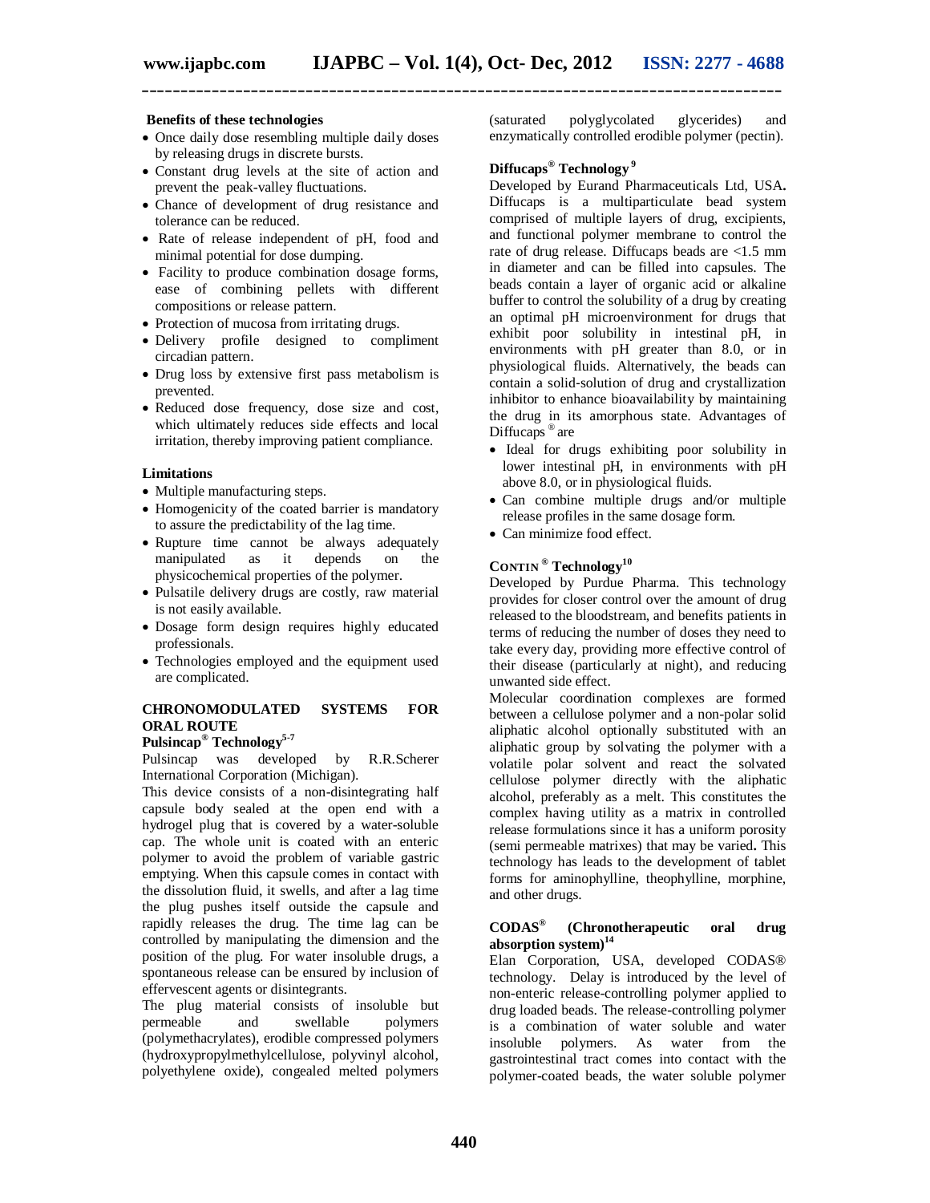**Benefits of these technologies**

- Once daily dose resembling multiple daily doses by releasing drugs in discrete bursts.
- Constant drug levels at the site of action and prevent the peak-valley fluctuations.
- Chance of development of drug resistance and tolerance can be reduced.
- Rate of release independent of pH, food and minimal potential for dose dumping.
- Facility to produce combination dosage forms, ease of combining pellets with different compositions or release pattern.
- Protection of mucosa from irritating drugs.
- Delivery profile designed to compliment circadian pattern.
- Drug loss by extensive first pass metabolism is prevented.
- Reduced dose frequency, dose size and cost, which ultimately reduces side effects and local irritation, thereby improving patient compliance.

**Limitations**

- Multiple manufacturing steps.
- Homogenicity of the coated barrier is mandatory to assure the predictability of the lag time.
- Rupture time cannot be always adequately manipulated as it depends on the physicochemical properties of the polymer.
- Pulsatile delivery drugs are costly, raw material is not easily available.
- Dosage form design requires highly educated professionals.
- Technologies employed and the equipment used are complicated.

## CHRONOMODULATED SYSTEMS FOR ORAL ROUTE

### Pulsincap® Technology[5-7]

Pulsincap was developed by R.R.Scherer International Corporation (Michigan).

This device consists of a non-disintegrating half capsule body sealed at the open end with a hydrogel plug that is covered by a water-soluble cap. The whole unit is coated with an enteric polymer to avoid the problem of variable gastric emptying. When this capsule comes in contact with the dissolution fluid, it swells, and after a lag time the plug pushes itself outside the capsule and rapidly releases the drug. The time lag can be controlled by manipulating the dimension and the position of the plug. For water insoluble drugs, a spontaneous release can be ensured by inclusion of effervescent agents or disintegrants.

The plug material consists of insoluble but permeable and swellable polymers (polymethacrylates), erodible compressed polymers (hydroxypropylmethylcellulose, polyvinyl alcohol, polyethylene oxide), congealed melted polymers (saturated polyglycolated glycerides) and enzymatically controlled erodible polymer (pectin).

### Diffucaps® Technology[9]

Developed by Eurand Pharmaceuticals Ltd, USA**.** Diffucaps is a multiparticulate bead system comprised of multiple layers of drug, excipients, and functional polymer membrane to control the rate of drug release. Diffucaps beads are <1.5 mm in diameter and can be filled into capsules. The beads contain a layer of organic acid or alkaline buffer to control the solubility of a drug by creating an optimal pH microenvironment for drugs that exhibit poor solubility in intestinal pH, in environments with pH greater than 8.0, or in physiological fluids. Alternatively, the beads can contain a solid-solution of drug and crystallization inhibitor to enhance bioavailability by maintaining the drug in its amorphous state. Advantages of Diffucaps ® are

- Ideal for drugs exhibiting poor solubility in lower intestinal pH, in environments with pH above 8.0, or in physiological fluids.
- Can combine multiple drugs and/or multiple release profiles in the same dosage form.
- Can minimize food effect.

### CONTIN® Technology[10]

Developed by Purdue Pharma. This technology provides for closer control over the amount of drug released to the bloodstream, and benefits patients in terms of reducing the number of doses they need to take every day, providing more effective control of their disease (particularly at night), and reducing unwanted side effect.

Molecular coordination complexes are formed between a cellulose polymer and a non-polar solid aliphatic alcohol optionally substituted with an aliphatic group by solvating the polymer with a volatile polar solvent and react the solvated cellulose polymer directly with the aliphatic alcohol, preferably as a melt. This constitutes the complex having utility as a matrix in controlled release formulations since it has a uniform porosity (semi permeable matrixes) that may be varied**.** This technology has leads to the development of tablet forms for aminophylline, theophylline, morphine, and other drugs.

### CODAS® (Chronotherapeutic oral drug absorption system)[14]

Elan Corporation, USA, developed CODAS® technology. Delay is introduced by the level of non-enteric release-controlling polymer applied to drug loaded beads. The release-controlling polymer is a combination of water soluble and water insoluble polymers. As water from the gastrointestinal tract comes into contact with the polymer-coated beads, the water soluble polymer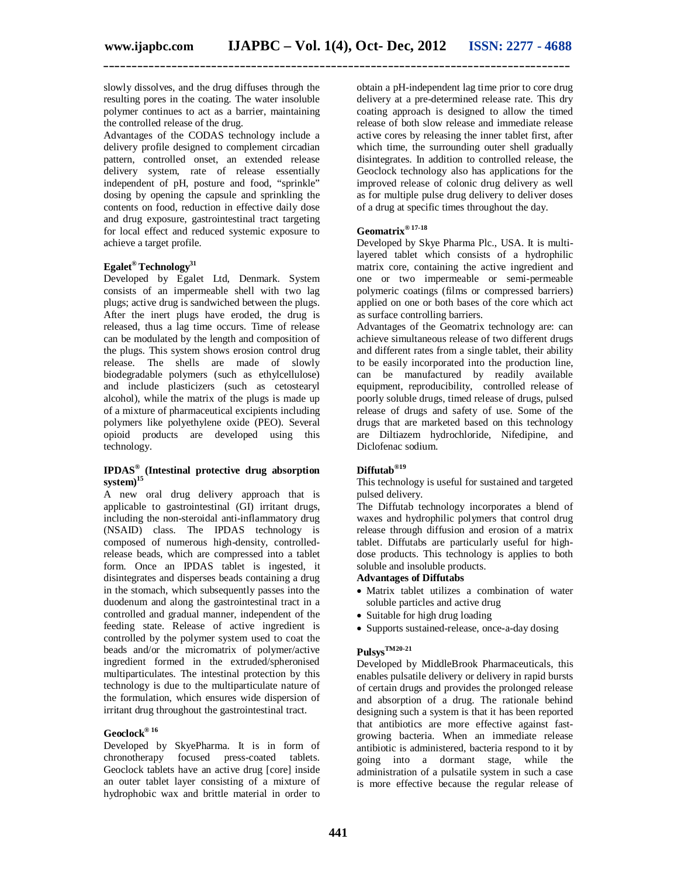slowly dissolves, and the drug diffuses through the resulting pores in the coating. The water insoluble polymer continues to act as a barrier, maintaining the controlled release of the drug.

Advantages of the CODAS technology include a delivery profile designed to complement circadian pattern, controlled onset, an extended release delivery system, rate of release essentially independent of pH, posture and food, "sprinkle" dosing by opening the capsule and sprinkling the contents on food, reduction in effective daily dose and drug exposure, gastrointestinal tract targeting for local effect and reduced systemic exposure to achieve a target profile.

### Egalet® Technology[31]

Developed by Egalet Ltd, Denmark. System consists of an impermeable shell with two lag plugs; active drug is sandwiched between the plugs. After the inert plugs have eroded, the drug is released, thus a lag time occurs. Time of release can be modulated by the length and composition of the plugs. This system shows erosion control drug release. The shells are made of slowly biodegradable polymers (such as ethylcellulose) and include plasticizers (such as cetostearyl alcohol), while the matrix of the plugs is made up of a mixture of pharmaceutical excipients including polymers like polyethylene oxide (PEO). Several opioid products are developed using this technology.

### IPDAS® (Intestinal protective drug absorption system)[15]

A new oral drug delivery approach that is applicable to gastrointestinal (GI) irritant drugs, including the non-steroidal anti-inflammatory drug (NSAID) class. The IPDAS technology is composed of numerous high-density, controlled-release beads, which are compressed into a tablet form. Once an IPDAS tablet is ingested, it disintegrates and disperses beads containing a drug in the stomach, which subsequently passes into the duodenum and along the gastrointestinal tract in a controlled and gradual manner, independent of the feeding state. Release of active ingredient is controlled by the polymer system used to coat the beads and/or the micromatrix of polymer/active ingredient formed in the extruded/spheronised multiparticulates. The intestinal protection by this technology is due to the multiparticulate nature of the formulation, which ensures wide dispersion of irritant drug throughout the gastrointestinal tract.

### Geoclock® [16]

Developed by SkyePharma. It is in form of chronotherapy focused press-coated tablets. Geoclock tablets have an active drug [core] inside an outer tablet layer consisting of a mixture of hydrophobic wax and brittle material in order to obtain a pH-independent lag time prior to core drug delivery at a pre-determined release rate. This dry coating approach is designed to allow the timed release of both slow release and immediate release active cores by releasing the inner tablet first, after which time, the surrounding outer shell gradually disintegrates. In addition to controlled release, the Geoclock technology also has applications for the improved release of colonic drug delivery as well as for multiple pulse drug delivery to deliver doses of a drug at specific times throughout the day.

### Geomatrix® [17-18]

Developed by Skye Pharma Plc., USA. It is multi-layered tablet which consists of a hydrophilic matrix core, containing the active ingredient and one or two impermeable or semi-permeable polymeric coatings (films or compressed barriers) applied on one or both bases of the core which act as surface controlling barriers.

Advantages of the Geomatrix technology are: can achieve simultaneous release of two different drugs and different rates from a single tablet, their ability to be easily incorporated into the production line, can be manufactured by readily available equipment, reproducibility, controlled release of poorly soluble drugs, timed release of drugs, pulsed release of drugs and safety of use. Some of the drugs that are marketed based on this technology are Diltiazem hydrochloride, Nifedipine, and Diclofenac sodium.

### Diffutab®[19]

This technology is useful for sustained and targeted pulsed delivery.

The Diffutab technology incorporates a blend of waxes and hydrophilic polymers that control drug release through diffusion and erosion of a matrix tablet. Diffutabs are particularly useful for high-dose products. This technology is applies to both soluble and insoluble products.

**Advantages of Diffutabs**

- Matrix tablet utilizes a combination of water soluble particles and active drug
- Suitable for high drug loading
- Supports sustained-release, once-a-day dosing

### Pulsys™[20-21]

Developed by MiddleBrook Pharmaceuticals, this enables pulsatile delivery or delivery in rapid bursts of certain drugs and provides the prolonged release and absorption of a drug. The rationale behind designing such a system is that it has been reported that antibiotics are more effective against fast-growing bacteria. When an immediate release antibiotic is administered, bacteria respond to it by going into a dormant stage, while the administration of a pulsatile system in such a case is more effective because the regular release of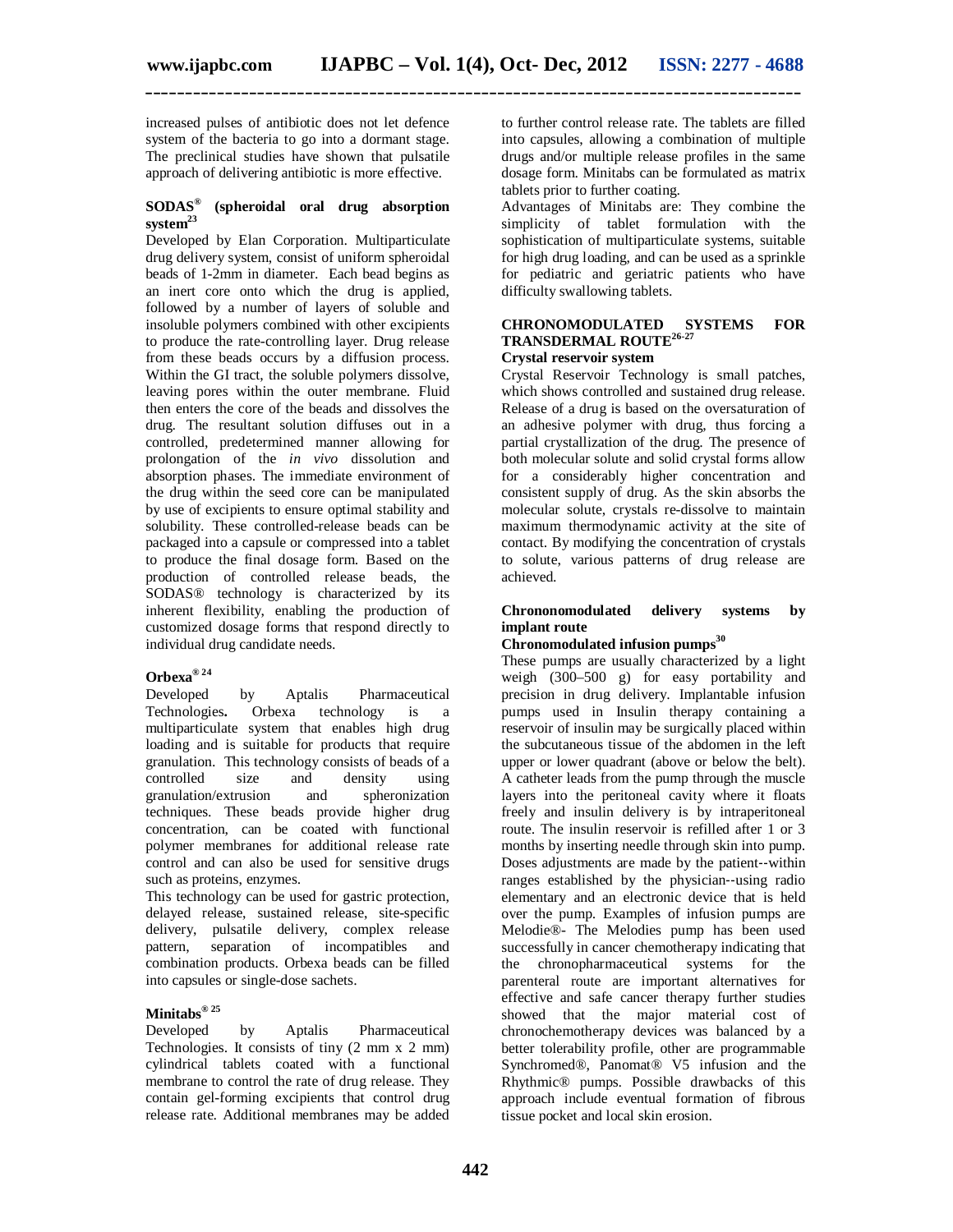increased pulses of antibiotic does not let defence system of the bacteria to go into a dormant stage. The preclinical studies have shown that pulsatile approach of delivering antibiotic is more effective.

### SODAS® (spheroidal oral drug absorption system[23]

Developed by Elan Corporation. Multiparticulate drug delivery system, consist of uniform spheroidal beads of 1-2mm in diameter. Each bead begins as an inert core onto which the drug is applied, followed by a number of layers of soluble and insoluble polymers combined with other excipients to produce the rate-controlling layer. Drug release from these beads occurs by a diffusion process. Within the GI tract, the soluble polymers dissolve, leaving pores within the outer membrane. Fluid then enters the core of the beads and dissolves the drug. The resultant solution diffuses out in a controlled, predetermined manner allowing for prolongation of the *in vivo* dissolution and absorption phases. The immediate environment of the drug within the seed core can be manipulated by use of excipients to ensure optimal stability and solubility. These controlled-release beads can be packaged into a capsule or compressed into a tablet to produce the final dosage form. Based on the production of controlled release beads, the SODAS® technology is characterized by its inherent flexibility, enabling the production of customized dosage forms that respond directly to individual drug candidate needs.

### Orbexa® [24]

Developed by Aptalis Pharmaceutical Technologies**.** Orbexa technology is a multiparticulate system that enables high drug loading and is suitable for products that require granulation. This technology consists of beads of a controlled size and density using granulation/extrusion and spheronization techniques. These beads provide higher drug concentration, can be coated with functional polymer membranes for additional release rate control and can also be used for sensitive drugs such as proteins, enzymes.

This technology can be used for gastric protection, delayed release, sustained release, site-specific delivery, pulsatile delivery, complex release pattern, separation of incompatibles and combination products. Orbexa beads can be filled into capsules or single-dose sachets.

### Minitabs® [25]

Developed by Aptalis Pharmaceutical Technologies. It consists of tiny (2 mm x 2 mm) cylindrical tablets coated with a functional membrane to control the rate of drug release. They contain gel-forming excipients that control drug release rate. Additional membranes may be added to further control release rate. The tablets are filled into capsules, allowing a combination of multiple drugs and/or multiple release profiles in the same dosage form. Minitabs can be formulated as matrix tablets prior to further coating.

Advantages of Minitabs are: They combine the simplicity of tablet formulation with the sophistication of multiparticulate systems, suitable for high drug loading, and can be used as a sprinkle for pediatric and geriatric patients who have difficulty swallowing tablets.

## CHRONOMODULATED SYSTEMS FOR TRANSDERMAL ROUTE[26-27]

### Crystal reservoir system

Crystal Reservoir Technology is small patches, which shows controlled and sustained drug release. Release of a drug is based on the oversaturation of an adhesive polymer with drug, thus forcing a partial crystallization of the drug. The presence of both molecular solute and solid crystal forms allow for a considerably higher concentration and consistent supply of drug. As the skin absorbs the molecular solute, crystals re-dissolve to maintain maximum thermodynamic activity at the site of contact. By modifying the concentration of crystals to solute, various patterns of drug release are achieved.

## Chrononomodulated delivery systems by implant route

### Chronomodulated infusion pumps[30]

These pumps are usually characterized by a light weigh (300–500 g) for easy portability and precision in drug delivery. Implantable infusion pumps used in Insulin therapy containing a reservoir of insulin may be surgically placed within the subcutaneous tissue of the abdomen in the left upper or lower quadrant (above or below the belt). A catheter leads from the pump through the muscle layers into the peritoneal cavity where it floats freely and insulin delivery is by intraperitoneal route. The insulin reservoir is refilled after 1 or 3 months by inserting needle through skin into pump. Doses adjustments are made by the patient--within ranges established by the physician--using radio elementary and an electronic device that is held over the pump. Examples of infusion pumps are Melodie®- The Melodies pump has been used successfully in cancer chemotherapy indicating that the chronopharmaceutical systems for the parenteral route are important alternatives for effective and safe cancer therapy further studies showed that the major material cost of chronochemotherapy devices was balanced by a better tolerability profile, other are programmable Synchromed®, Panomat® V5 infusion and the Rhythmic® pumps. Possible drawbacks of this approach include eventual formation of fibrous tissue pocket and local skin erosion.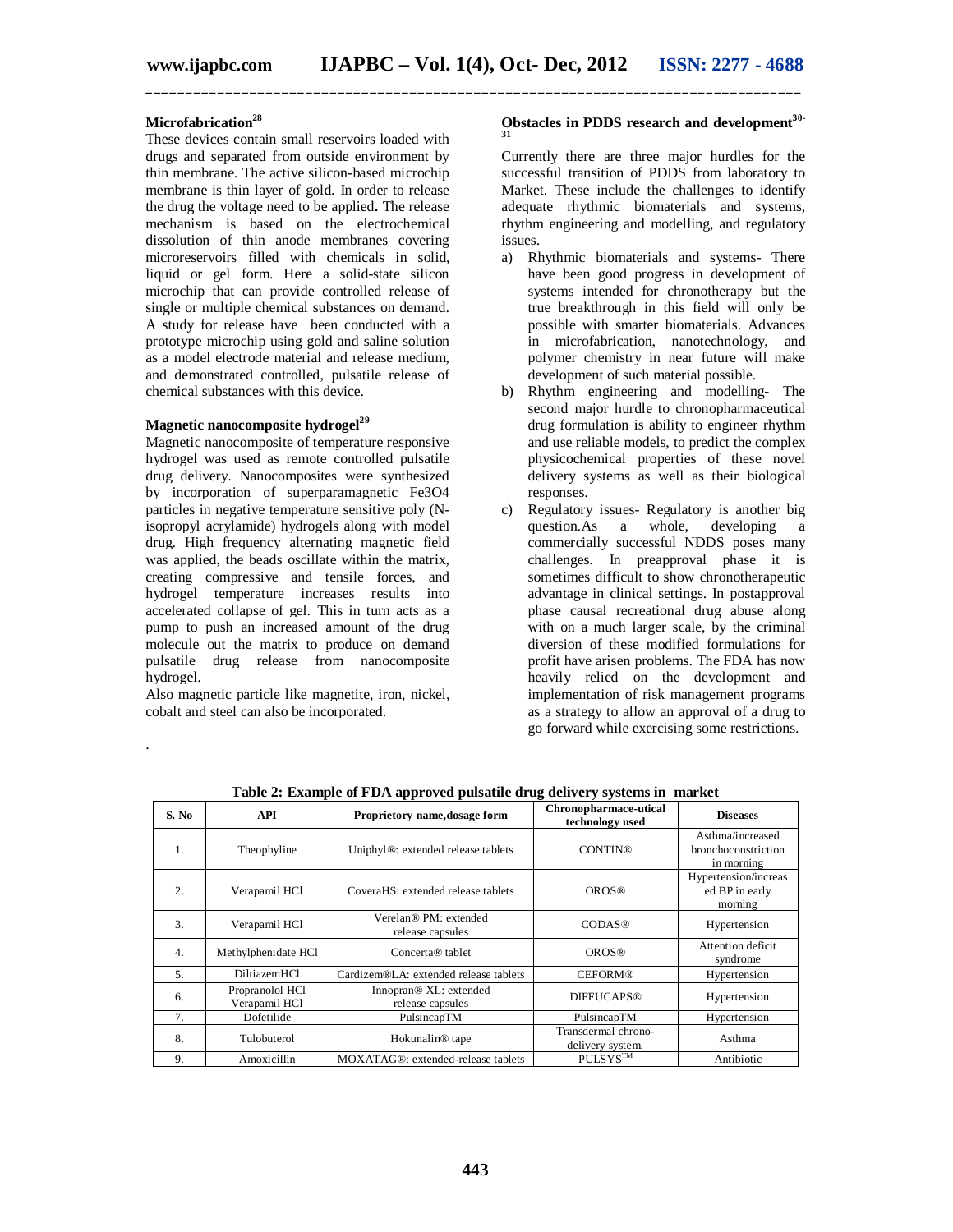### Microfabrication[28]

These devices contain small reservoirs loaded with drugs and separated from outside environment by thin membrane. The active silicon-based microchip membrane is thin layer of gold. In order to release the drug the voltage need to be applied**.** The release mechanism is based on the electrochemical dissolution of thin anode membranes covering microreservoirs filled with chemicals in solid, liquid or gel form. Here a solid-state silicon microchip that can provide controlled release of single or multiple chemical substances on demand. A study for release have been conducted with a prototype microchip using gold and saline solution as a model electrode material and release medium, and demonstrated controlled, pulsatile release of chemical substances with this device.

### Magnetic nanocomposite hydrogel[29]

Magnetic nanocomposite of temperature responsive hydrogel was used as remote controlled pulsatile drug delivery. Nanocomposites were synthesized by incorporation of superparamagnetic $Fe_3O_4$ particles in negative temperature sensitive poly (N-isopropyl acrylamide) hydrogels along with model drug. High frequency alternating magnetic field was applied, the beads oscillate within the matrix, creating compressive and tensile forces, and hydrogel temperature increases results into accelerated collapse of gel. This in turn acts as a pump to push an increased amount of the drug molecule out the matrix to produce on demand pulsatile drug release from nanocomposite hydrogel.

Also magnetic particle like magnetite, iron, nickel, cobalt and steel can also be incorporated.

### Obstacles in PDDS research and development[30-31]

Currently there are three major hurdles for the successful transition of PDDS from laboratory to Market. These include the challenges to identify adequate rhythmic biomaterials and systems, rhythm engineering and modelling, and regulatory issues.

a) Rhythmic biomaterials and systems- There have been good progress in development of systems intended for chronotherapy but the true breakthrough in this field will only be possible with smarter biomaterials. Advances in microfabrication, nanotechnology, and polymer chemistry in near future will make development of such material possible.
b) Rhythm engineering and modelling- The second major hurdle to chronopharmaceutical drug formulation is ability to engineer rhythm and use reliable models, to predict the complex physicochemical properties of these novel delivery systems as well as their biological responses.
c) Regulatory issues- Regulatory is another big question.As a whole, developing a commercially successful NDDS poses many challenges. In preapproval phase it is sometimes difficult to show chronotherapeutic advantage in clinical settings. In postapproval phase causal recreational drug abuse along with on a much larger scale, by the criminal diversion of these modified formulations for profit have arisen problems. The FDA has now heavily relied on the development and implementation of risk management programs as a strategy to allow an approval of a drug to go forward while exercising some restrictions.

**Table 2: Example of FDA approved pulsatile drug delivery systems in market**

| S. No | API | Proprietory name,dosage form | Chronopharmace-utical technology used | Diseases |
|---|---|---|---|---|
| 1. | Theophyline | Uniphyl®: extended release tablets | CONTIN® | Asthma/increased bronchoconstriction in morning |
| 2. | Verapamil HCl | CoveraHS: extended release tablets | OROS® | Hypertension/increased BP in early morning |
| 3. | Verapamil HCl | Verelan® PM: extended release capsules | CODAS® | Hypertension |
| 4. | Methylphenidate HCl | Concerta® tablet | OROS® | Attention deficit syndrome |
| 5. | DiltiazemHCl | Cardizem®LA: extended release tablets | CEFORM® | Hypertension |
| 6. | Propranolol HCl Verapamil HCl | Innopran® XL: extended release capsules | DIFFUCAPS® | Hypertension |
| 7. | Dofetilide | PulsincapTM | PulsincapTM | Hypertension |
| 8. | Tulobuterol | Hokunalin® tape | Transdermal chrono-delivery system. | Asthma |
| 9. | Amoxicillin | MOXATAG®: extended-release tablets | PULSYS™ | Antibiotic |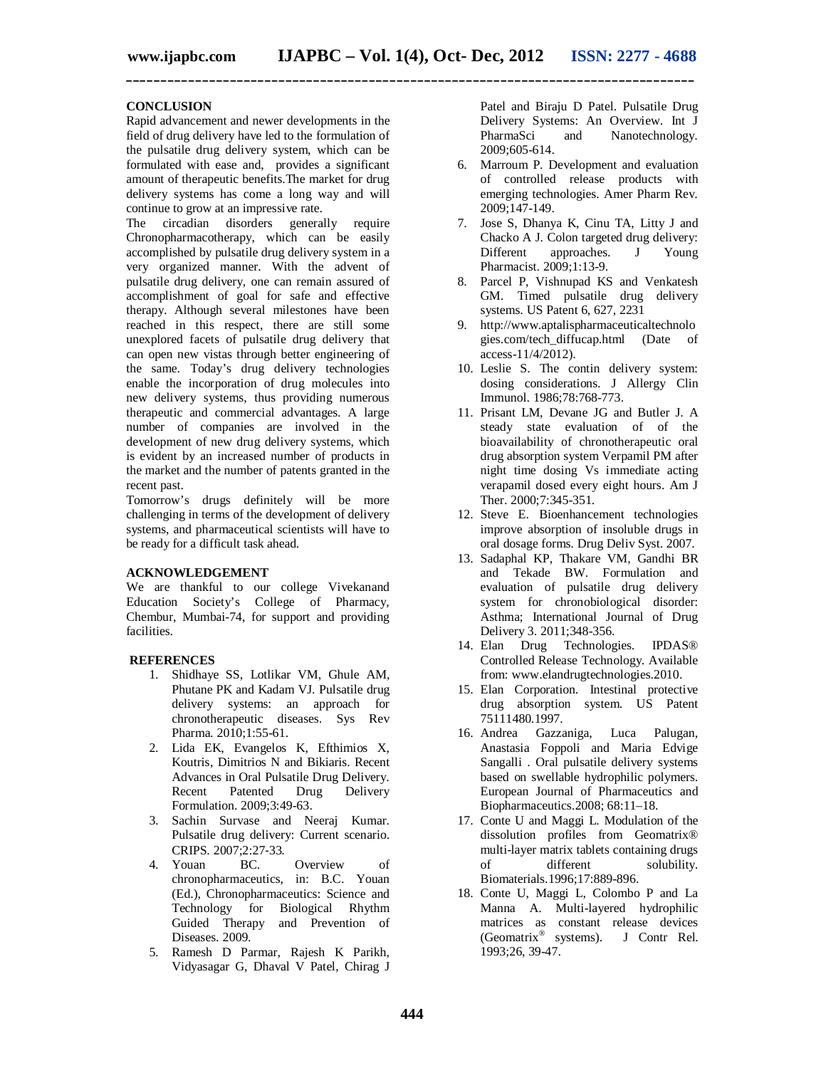## CONCLUSION

Rapid advancement and newer developments in the field of drug delivery have led to the formulation of the pulsatile drug delivery system, which can be formulated with ease and, provides a significant amount of therapeutic benefits.The market for drug delivery systems has come a long way and will continue to grow at an impressive rate.

The circadian disorders generally require Chronopharmacotherapy, which can be easily accomplished by pulsatile drug delivery system in a very organized manner. With the advent of pulsatile drug delivery, one can remain assured of accomplishment of goal for safe and effective therapy. Although several milestones have been reached in this respect, there are still some unexplored facets of pulsatile drug delivery that can open new vistas through better engineering of the same. Today's drug delivery technologies enable the incorporation of drug molecules into new delivery systems, thus providing numerous therapeutic and commercial advantages. A large number of companies are involved in the development of new drug delivery systems, which is evident by an increased number of products in the market and the number of patents granted in the recent past.

Tomorrow's drugs definitely will be more challenging in terms of the development of delivery systems, and pharmaceutical scientists will have to be ready for a difficult task ahead.

## ACKNOWLEDGEMENT

We are thankful to our college Vivekanand Education Society's College of Pharmacy, Chembur, Mumbai-74, for support and providing facilities.

## REFERENCES

1. Shidhaye SS, Lotlikar VM, Ghule AM, Phutane PK and Kadam VJ. Pulsatile drug delivery systems: an approach for chronotherapeutic diseases. Sys Rev Pharma. 2010;1:55-61.
2. Lida EK, Evangelos K, Efthimios X, Koutris, Dimitrios N and Bikiaris. Recent Advances in Oral Pulsatile Drug Delivery. Recent Patented Drug Delivery Formulation. 2009;3:49-63.
3. Sachin Survase and Neeraj Kumar. Pulsatile drug delivery: Current scenario. CRIPS. 2007;2:27-33.
4. Youan BC. Overview of chronopharmaceutics, in: B.C. Youan (Ed.), Chronopharmaceutics: Science and Technology for Biological Rhythm Guided Therapy and Prevention of Diseases. 2009.
5. Ramesh D Parmar, Rajesh K Parikh, Vidyasagar G, Dhaval V Patel, Chirag J Patel and Biraju D Patel. Pulsatile Drug Delivery Systems: An Overview. Int J PharmaSci and Nanotechnology. 2009;605-614.
6. Marroum P. Development and evaluation of controlled release products with emerging technologies. Amer Pharm Rev. 2009;147-149.
7. Jose S, Dhanya K, Cinu TA, Litty J and Chacko A J. Colon targeted drug delivery: Different approaches. J Young Pharmacist. 2009;1:13-9.
8. Parcel P, Vishnupad KS and Venkatesh GM. Timed pulsatile drug delivery systems. US Patent 6, 627, 2231
9. http://www.aptalispharmaceuticaltechnologies.com/tech_diffucap.html (Date of access-11/4/2012).
10. Leslie S. The contin delivery system: dosing considerations. J Allergy Clin Immunol. 1986;78:768-773.
11. Prisant LM, Devane JG and Butler J. A steady state evaluation of of the bioavailability of chronotherapeutic oral drug absorption system Verpamil PM after night time dosing Vs immediate acting verapamil dosed every eight hours. Am J Ther. 2000;7:345-351.
12. Steve E. Bioenhancement technologies improve absorption of insoluble drugs in oral dosage forms. Drug Deliv Syst. 2007.
13. Sadaphal KP, Thakare VM, Gandhi BR and Tekade BW. Formulation and evaluation of pulsatile drug delivery system for chronobiological disorder: Asthma; International Journal of Drug Delivery 3. 2011;348-356.
14. Elan Drug Technologies. IPDAS® Controlled Release Technology. Available from: www.elandrugtechnologies.2010.
15. Elan Corporation. Intestinal protective drug absorption system. US Patent 75111480.1997.
16. Andrea Gazzaniga, Luca Palugan, Anastasia Foppoli and Maria Edvige Sangalli . Oral pulsatile delivery systems based on swellable hydrophilic polymers. European Journal of Pharmaceutics and Biopharmaceutics.2008; 68:11–18.
17. Conte U and Maggi L. Modulation of the dissolution profiles from Geomatrix® multi-layer matrix tablets containing drugs of different solubility. Biomaterials.1996;17:889-896.
18. Conte U, Maggi L, Colombo P and La Manna A. Multi-layered hydrophilic matrices as constant release devices (Geomatrix® systems). J Contr Rel. 1993;26, 39-47.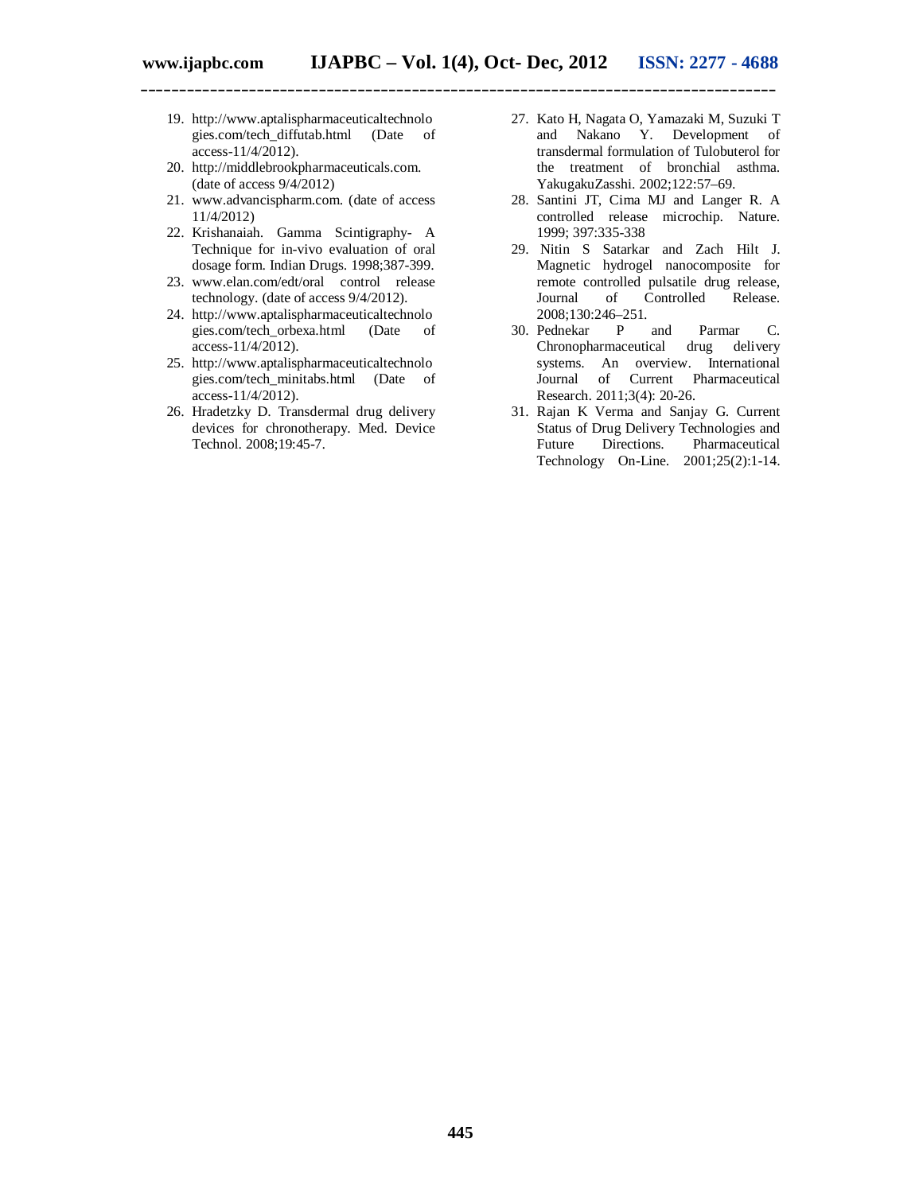19. http://www.aptalispharmaceuticaltechnologies.com/tech_diffutab.html (Date of access-11/4/2012).
20. http://middlebrookpharmaceuticals.com. (date of access 9/4/2012)
21. www.advancispharm.com. (date of access 11/4/2012)
22. Krishanaiah. Gamma Scintigraphy- A Technique for in-vivo evaluation of oral dosage form. Indian Drugs. 1998;387-399.
23. www.elan.com/edt/oral control release technology. (date of access 9/4/2012).
24. http://www.aptalispharmaceuticaltechnologies.com/tech_orbexa.html (Date of access-11/4/2012).
25. http://www.aptalispharmaceuticaltechnologies.com/tech_minitabs.html (Date of access-11/4/2012).
26. Hradetzky D. Transdermal drug delivery devices for chronotherapy. Med. Device Technol. 2008;19:45-7.
27. Kato H, Nagata O, Yamazaki M, Suzuki T and Nakano Y. Development of transdermal formulation of Tulobuterol for the treatment of bronchial asthma. YakugakuZasshi. 2002;122:57–69.
28. Santini JT, Cima MJ and Langer R. A controlled release microchip. Nature. 1999; 397:335-338
29. Nitin S Satarkar and Zach Hilt J. Magnetic hydrogel nanocomposite for remote controlled pulsatile drug release, Journal of Controlled Release. 2008;130:246–251.
30. Pednekar P and Parmar C. Chronopharmaceutical drug delivery systems. An overview. International Journal of Current Pharmaceutical Research. 2011;3(4): 20-26.
31. Rajan K Verma and Sanjay G. Current Status of Drug Delivery Technologies and Future Directions. Pharmaceutical Technology On-Line. 2001;25(2):1-14.